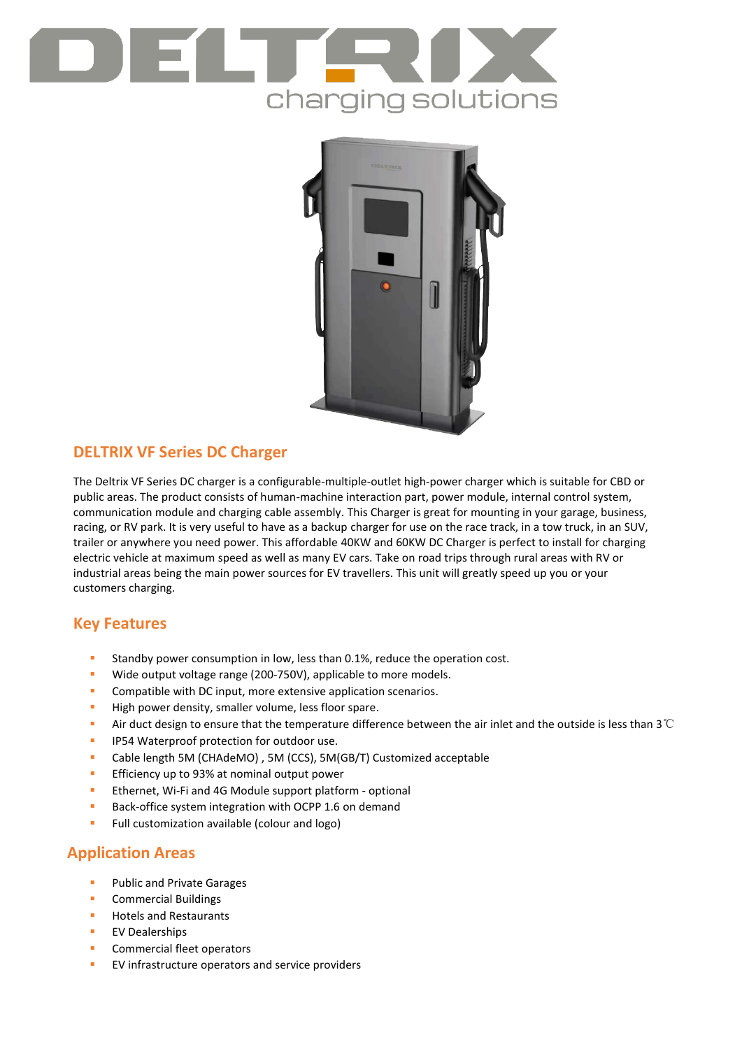# DELTRIX

charging solutions

## DELTRIX VF Series DC Charger

The Deltrix VF Series DC charger is a configurable-multiple-outlet high-power charger which is suitable for CBD or public areas. The product consists of human-machine interaction part, power module, internal control system, communication module and charging cable assembly. This Charger is great for mounting in your garage, business, racing, or RV park. It is very useful to have as a backup charger for use on the race track, in a tow truck, in an SUV, trailer or anywhere you need power. This affordable 40KW and 60KW DC Charger is perfect to install for charging electric vehicle at maximum speed as well as many EV cars. Take on road trips through rural areas with RV or industrial areas being the main power sources for EV travellers. This unit will greatly speed up you or your customers charging.

## Key Features

- Standby power consumption in low, less than 0.1%, reduce the operation cost.
- Wide output voltage range (200-750V), applicable to more models.
- Compatible with DC input, more extensive application scenarios.
- High power density, smaller volume, less floor spare.
- Air duct design to ensure that the temperature difference between the air inlet and the outside is less than 3℃
- IP54 Waterproof protection for outdoor use.
- Cable length 5M (CHAdeMO) , 5M (CCS), 5M(GB/T) Customized acceptable
- Efficiency up to 93% at nominal output power
- Ethernet, Wi-Fi and 4G Module support platform - optional
- Back-office system integration with OCPP 1.6 on demand
- Full customization available (colour and logo)

## Application Areas

- Public and Private Garages
- Commercial Buildings
- Hotels and Restaurants
- EV Dealerships
- Commercial fleet operators
- EV infrastructure operators and service providers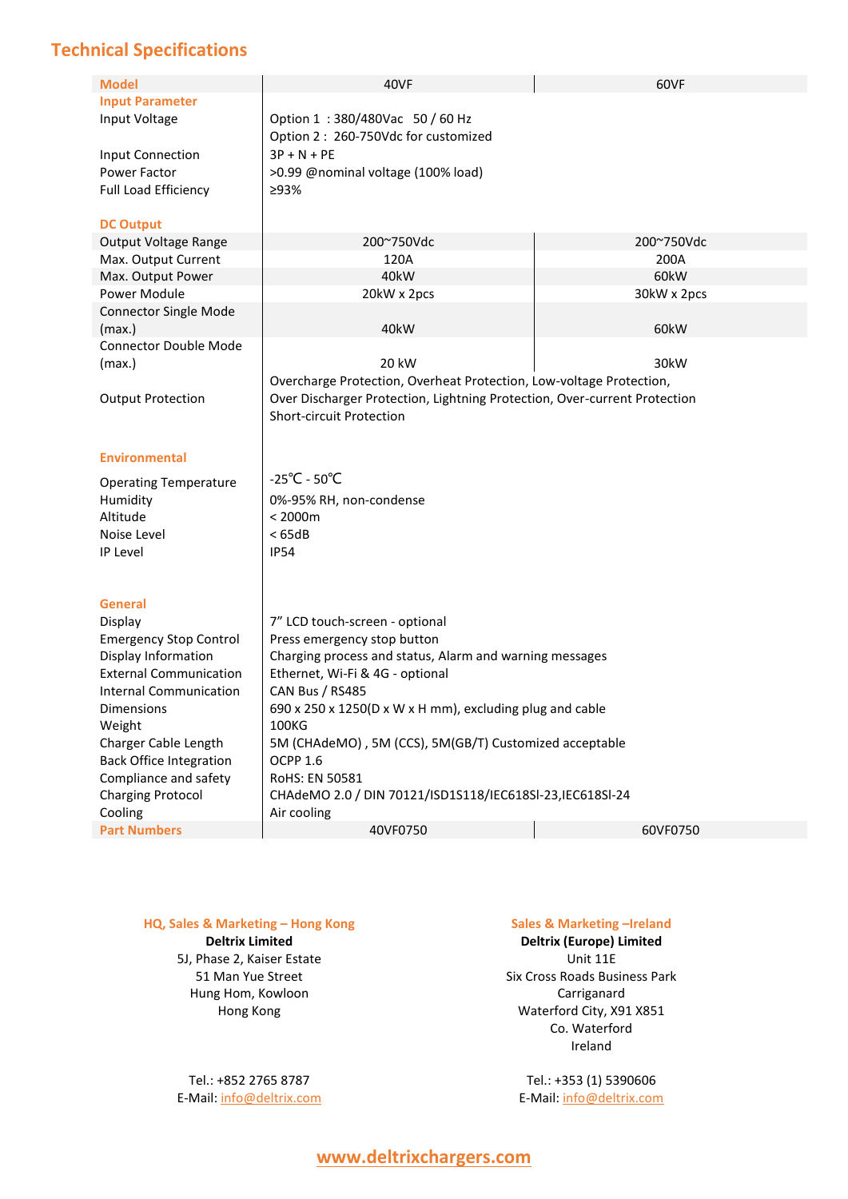## Technical Specifications

| Model | 40VF | 60VF |
|---|---|---|
| **Input Parameter** | | |
| Input Voltage | Option 1 : 380/480Vac 50 / 60 Hz<br>Option 2 : 260-750Vdc for customized | |
| Input Connection | 3P + N + PE | |
| Power Factor | >0.99 @nominal voltage (100% load) | |
| Full Load Efficiency | ≥93% | |
| **DC Output** | | |
| Output Voltage Range | 200~750Vdc | 200~750Vdc |
| Max. Output Current | 120A | 200A |
| Max. Output Power | 40kW | 60kW |
| Power Module | 20kW x 2pcs | 30kW x 2pcs |
| Connector Single Mode (max.) | 40kW | 60kW |
| Connector Double Mode (max.) | 20 kW | 30kW |
| Output Protection | Overcharge Protection, Overheat Protection, Low-voltage Protection, Over Discharger Protection, Lightning Protection, Over-current Protection Short-circuit Protection | |
| **Environmental** | | |
| Operating Temperature | -25℃ - 50℃ | |
| Humidity | 0%-95% RH, non-condense | |
| Altitude | < 2000m | |
| Noise Level | < 65dB | |
| IP Level | IP54 | |
| **General** | | |
| Display | 7" LCD touch-screen - optional | |
| Emergency Stop Control | Press emergency stop button | |
| Display Information | Charging process and status, Alarm and warning messages | |
| External Communication | Ethernet, Wi-Fi & 4G - optional | |
| Internal Communication | CAN Bus / RS485 | |
| Dimensions | 690 x 250 x 1250(D x W x H mm), excluding plug and cable | |
| Weight | 100KG | |
| Charger Cable Length | 5M (CHAdeMO) , 5M (CCS), 5M(GB/T) Customized acceptable | |
| Back Office Integration | OCPP 1.6 | |
| Compliance and safety | RoHS: EN 50581 | |
| Charging Protocol | CHAdeMO 2.0 / DIN 70121/ISD1S118/IEC618Sl-23,IEC618Sl-24 | |
| Cooling | Air cooling | |
| **Part Numbers** | 40VF0750 | 60VF0750 |

**HQ, Sales & Marketing – Hong Kong**

**Deltrix Limited**
5J, Phase 2, Kaiser Estate
51 Man Yue Street
Hung Hom, Kowloon
Hong Kong

Tel.: +852 2765 8787
E-Mail: info@deltrix.com

**Sales & Marketing –Ireland**

**Deltrix (Europe) Limited**
Unit 11E
Six Cross Roads Business Park
Carriganard
Waterford City, X91 X851
Co. Waterford
Ireland

Tel.: +353 (1) 5390606
E-Mail: info@deltrix.com

**www.deltrixchargers.com**